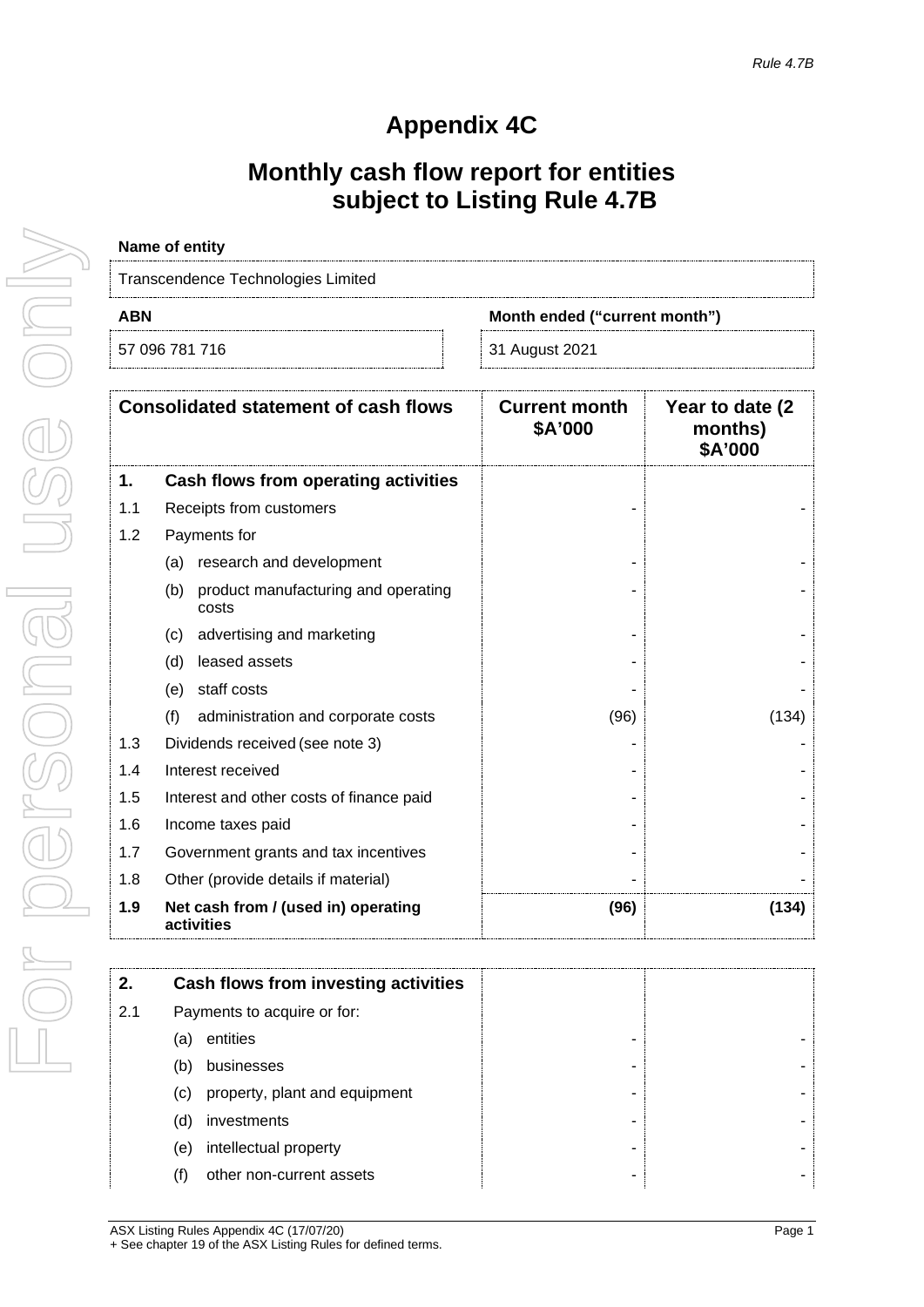*Rule 4.7B*

# Appendix 4C

## Monthly cash flow report for entities subject to Listing Rule 4.7B

**Name of entity**

Transcendence Technologies Limited

| ABN | Month ended ("current month") |
|---|---|
| 57 096 781 716 | 31 August 2021 |

| Consolidated statement of cash flows | | Current month $A'000 | Year to date (2 months) $A'000 |
|---|---|---|---|
| **1.** | **Cash flows from operating activities** | | |
| 1.1 | Receipts from customers | - | - |
| 1.2 | Payments for | | |
| | (a) research and development | - | - |
| | (b) product manufacturing and operating costs | - | - |
| | (c) advertising and marketing | - | - |
| | (d) leased assets | - | - |
| | (e) staff costs | - | - |
| | (f) administration and corporate costs | (96) | (134) |
| 1.3 | Dividends received (see note 3) | - | - |
| 1.4 | Interest received | - | - |
| 1.5 | Interest and other costs of finance paid | - | - |
| 1.6 | Income taxes paid | - | - |
| 1.7 | Government grants and tax incentives | - | - |
| 1.8 | Other (provide details if material) | - | - |
| **1.9** | **Net cash from / (used in) operating activities** | **(96)** | **(134)** |

| | | | |
|---|---|---|---|
| **2.** | **Cash flows from investing activities** | | |
| 2.1 | Payments to acquire or for: | | |
| | (a) entities | - | - |
| | (b) businesses | - | - |
| | (c) property, plant and equipment | - | - |
| | (d) investments | - | - |
| | (e) intellectual property | - | - |
| | (f) other non-current assets | - | - |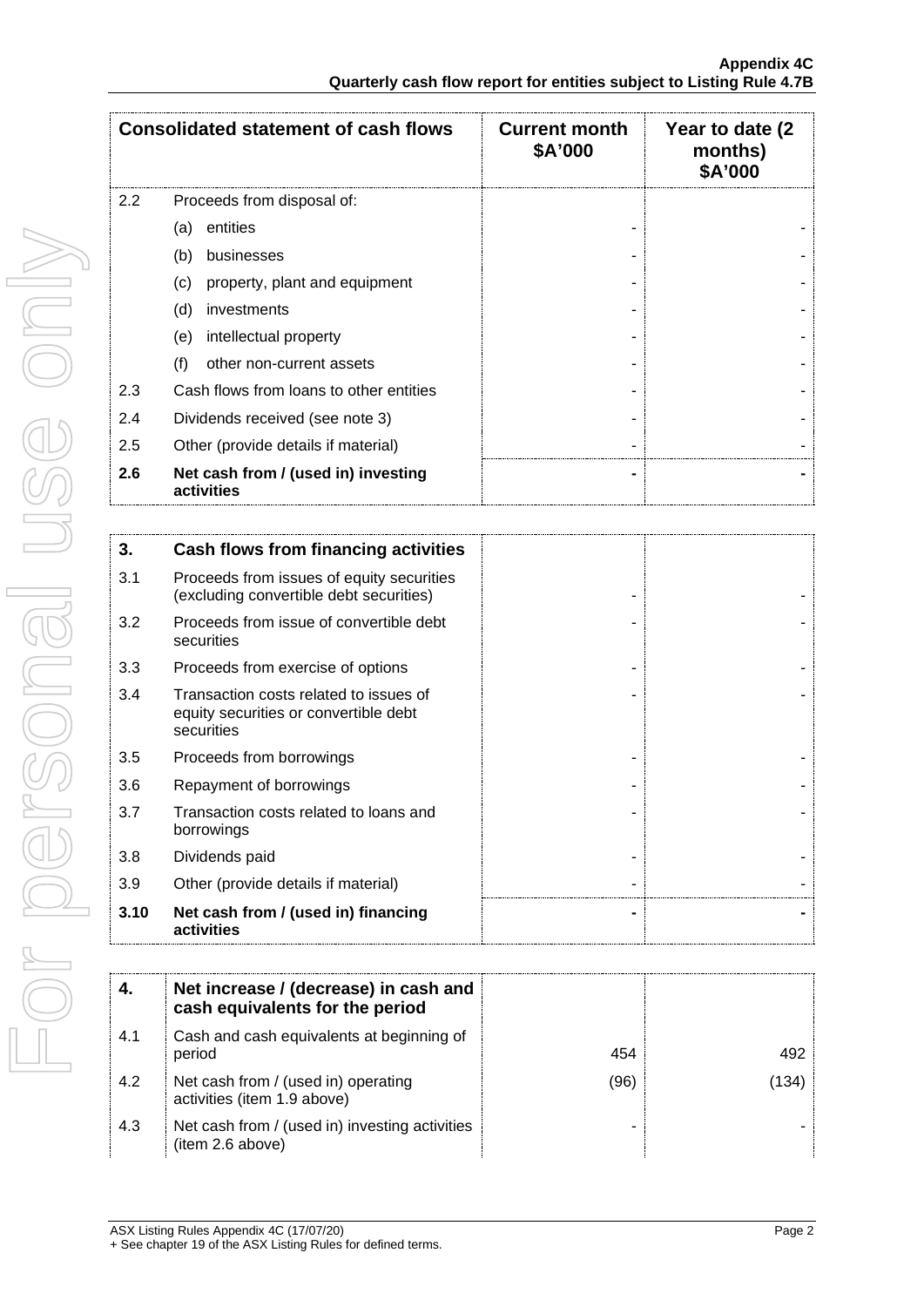| Consolidated statement of cash flows | | Current month $A'000 | Year to date (2 months) $A'000 |
|---|---|---|---|
| 2.2 | Proceeds from disposal of: | | |
| | (a) entities | - | - |
| | (b) businesses | - | - |
| | (c) property, plant and equipment | - | - |
| | (d) investments | - | - |
| | (e) intellectual property | - | - |
| | (f) other non-current assets | - | - |
| 2.3 | Cash flows from loans to other entities | - | - |
| 2.4 | Dividends received (see note 3) | - | - |
| 2.5 | Other (provide details if material) | - | - |
| **2.6** | **Net cash from / (used in) investing activities** | **-** | **-** |

| | | | |
|---|---|---|---|
| **3.** | **Cash flows from financing activities** | | |
| 3.1 | Proceeds from issues of equity securities (excluding convertible debt securities) | - | - |
| 3.2 | Proceeds from issue of convertible debt securities | - | - |
| 3.3 | Proceeds from exercise of options | - | - |
| 3.4 | Transaction costs related to issues of equity securities or convertible debt securities | - | - |
| 3.5 | Proceeds from borrowings | - | - |
| 3.6 | Repayment of borrowings | - | - |
| 3.7 | Transaction costs related to loans and borrowings | - | - |
| 3.8 | Dividends paid | - | - |
| 3.9 | Other (provide details if material) | - | - |
| **3.10** | **Net cash from / (used in) financing activities** | **-** | **-** |

| | | | |
|---|---|---|---|
| **4.** | **Net increase / (decrease) in cash and cash equivalents for the period** | | |
| 4.1 | Cash and cash equivalents at beginning of period | 454 | 492 |
| 4.2 | Net cash from / (used in) operating activities (item 1.9 above) | (96) | (134) |
| 4.3 | Net cash from / (used in) investing activities (item 2.6 above) | - | - |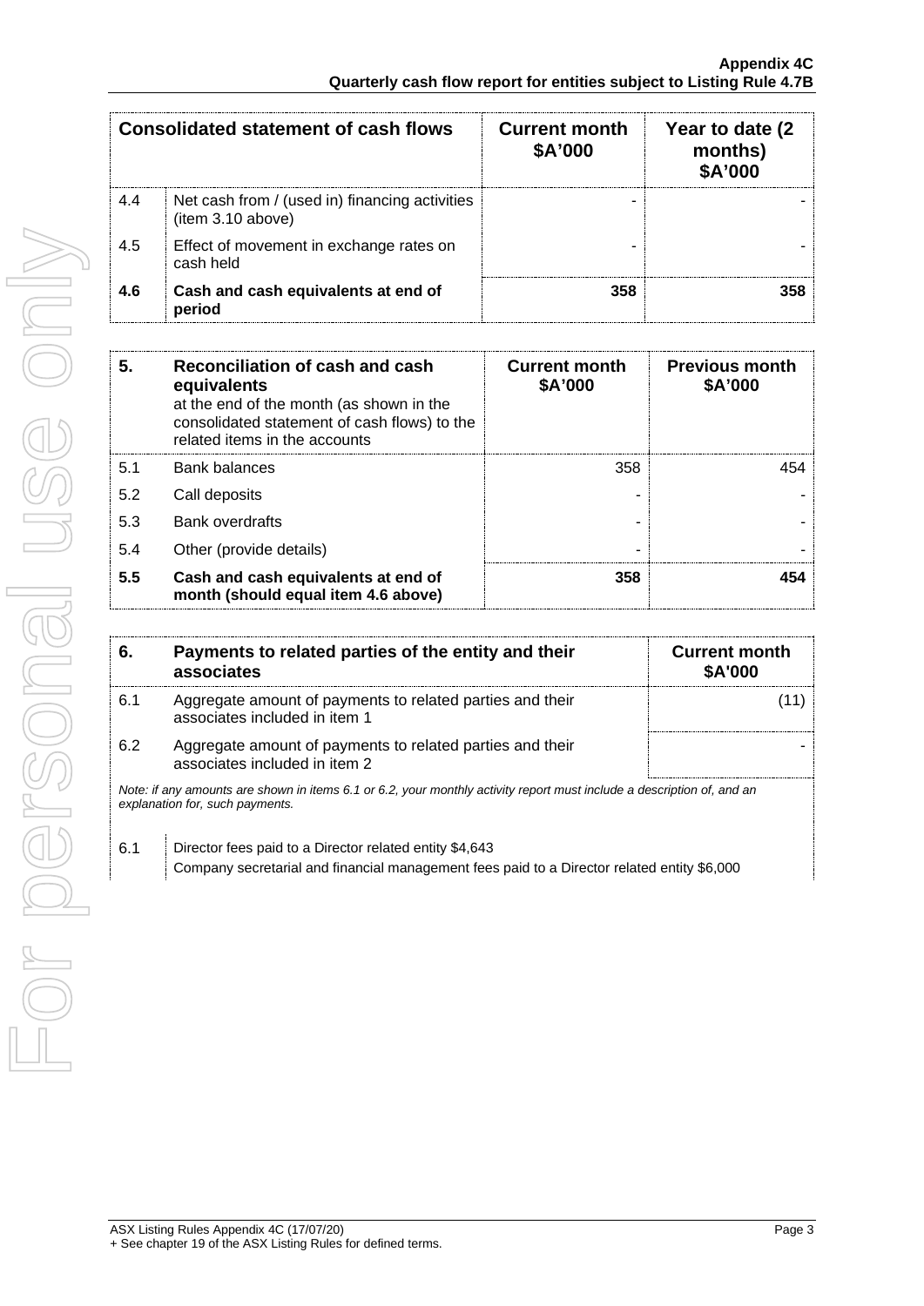| Consolidated statement of cash flows | | Current month $A'000 | Year to date (2 months) $A'000 |
|---|---|---|---|
| 4.4 | Net cash from / (used in) financing activities (item 3.10 above) | - | - |
| 4.5 | Effect of movement in exchange rates on cash held | - | - |
| **4.6** | **Cash and cash equivalents at end of period** | **358** | **358** |

| **5.** | **Reconciliation of cash and cash equivalents** at the end of the month (as shown in the consolidated statement of cash flows) to the related items in the accounts | **Current month $A'000** | **Previous month $A'000** |
|---|---|---|---|
| 5.1 | Bank balances | 358 | 454 |
| 5.2 | Call deposits | - | - |
| 5.3 | Bank overdrafts | - | - |
| 5.4 | Other (provide details) | - | - |
| **5.5** | **Cash and cash equivalents at end of month (should equal item 4.6 above)** | **358** | **454** |

| **6.** | **Payments to related parties of the entity and their associates** | **Current month $A'000** |
|---|---|---|
| 6.1 | Aggregate amount of payments to related parties and their associates included in item 1 | (11) |
| 6.2 | Aggregate amount of payments to related parties and their associates included in item 2 | - |

*Note: if any amounts are shown in items 6.1 or 6.2, your monthly activity report must include a description of, and an explanation for, such payments.*

6.1 Director fees paid to a Director related entity $4,643

Company secretarial and financial management fees paid to a Director related entity $6,000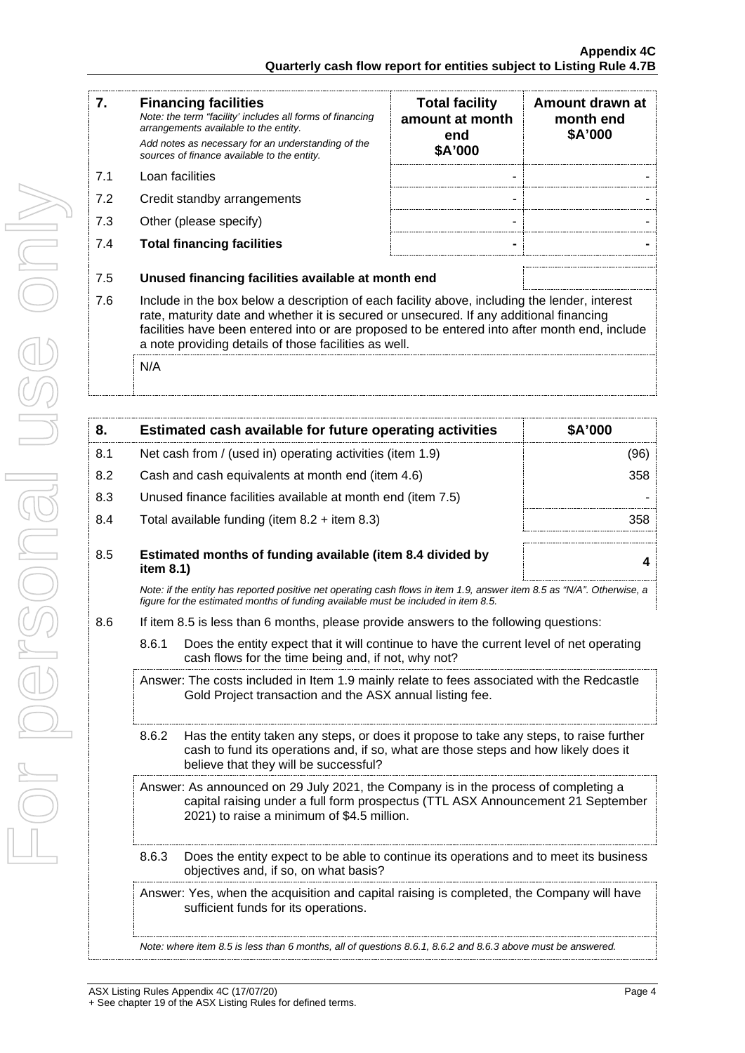| 7. | **Financing facilities** *Note: the term "facility' includes all forms of financing arrangements available to the entity.* *Add notes as necessary for an understanding of the sources of finance available to the entity.* | **Total facility amount at month end $A'000** | **Amount drawn at month end $A'000** |
|---|---|---|---|
| 7.1 | Loan facilities | - | - |
| 7.2 | Credit standby arrangements | - | - |
| 7.3 | Other (please specify) | - | - |
| 7.4 | **Total financing facilities** | **-** | **-** |

| | | |
|---|---|---|
| 7.5 | **Unused financing facilities available at month end** | |

7.6 Include in the box below a description of each facility above, including the lender, interest rate, maturity date and whether it is secured or unsecured. If any additional financing facilities have been entered into or are proposed to be entered into after month end, include a note providing details of those facilities as well.

N/A

| 8. | **Estimated cash available for future operating activities** | **$A'000** |
|---|---|---|
| 8.1 | Net cash from / (used in) operating activities (item 1.9) | (96) |
| 8.2 | Cash and cash equivalents at month end (item 4.6) | 358 |
| 8.3 | Unused finance facilities available at month end (item 7.5) | - |
| 8.4 | Total available funding (item 8.2 + item 8.3) | 358 |
| 8.5 | **Estimated months of funding available (item 8.4 divided by item 8.1)** | **4** |

*Note: if the entity has reported positive net operating cash flows in item 1.9, answer item 8.5 as "N/A". Otherwise, a figure for the estimated months of funding available must be included in item 8.5.*

8.6 If item 8.5 is less than 6 months, please provide answers to the following questions:

8.6.1 Does the entity expect that it will continue to have the current level of net operating cash flows for the time being and, if not, why not?

Answer: The costs included in Item 1.9 mainly relate to fees associated with the Redcastle Gold Project transaction and the ASX annual listing fee.

8.6.2 Has the entity taken any steps, or does it propose to take any steps, to raise further cash to fund its operations and, if so, what are those steps and how likely does it believe that they will be successful?

Answer: As announced on 29 July 2021, the Company is in the process of completing a capital raising under a full form prospectus (TTL ASX Announcement 21 September 2021) to raise a minimum of $4.5 million.

8.6.3 Does the entity expect to be able to continue its operations and to meet its business objectives and, if so, on what basis?

Answer: Yes, when the acquisition and capital raising is completed, the Company will have sufficient funds for its operations.

*Note: where item 8.5 is less than 6 months, all of questions 8.6.1, 8.6.2 and 8.6.3 above must be answered.*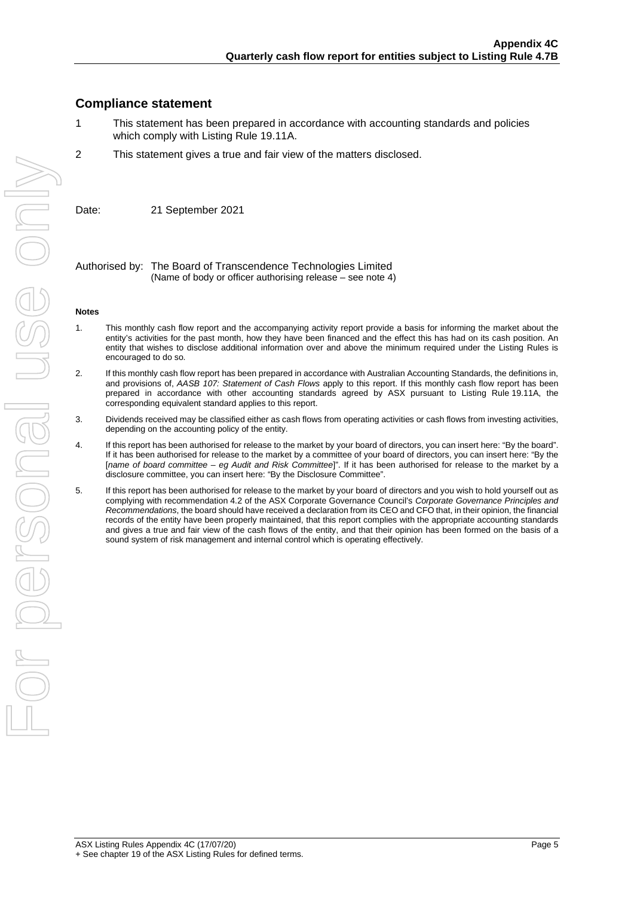## Compliance statement

1 This statement has been prepared in accordance with accounting standards and policies which comply with Listing Rule 19.11A.

2 This statement gives a true and fair view of the matters disclosed.

Date: 21 September 2021

Authorised by: The Board of Transcendence Technologies Limited
(Name of body or officer authorising release – see note 4)

**Notes**

1. This monthly cash flow report and the accompanying activity report provide a basis for informing the market about the entity's activities for the past month, how they have been financed and the effect this has had on its cash position. An entity that wishes to disclose additional information over and above the minimum required under the Listing Rules is encouraged to do so.
2. If this monthly cash flow report has been prepared in accordance with Australian Accounting Standards, the definitions in, and provisions of, *AASB 107: Statement of Cash Flows* apply to this report. If this monthly cash flow report has been prepared in accordance with other accounting standards agreed by ASX pursuant to Listing Rule 19.11A, the corresponding equivalent standard applies to this report.
3. Dividends received may be classified either as cash flows from operating activities or cash flows from investing activities, depending on the accounting policy of the entity.
4. If this report has been authorised for release to the market by your board of directors, you can insert here: "By the board". If it has been authorised for release to the market by a committee of your board of directors, you can insert here: "By the [*name of board committee – eg Audit and Risk Committee*]". If it has been authorised for release to the market by a disclosure committee, you can insert here: "By the Disclosure Committee".
5. If this report has been authorised for release to the market by your board of directors and you wish to hold yourself out as complying with recommendation 4.2 of the ASX Corporate Governance Council's *Corporate Governance Principles and Recommendations*, the board should have received a declaration from its CEO and CFO that, in their opinion, the financial records of the entity have been properly maintained, that this report complies with the appropriate accounting standards and gives a true and fair view of the cash flows of the entity, and that their opinion has been formed on the basis of a sound system of risk management and internal control which is operating effectively.